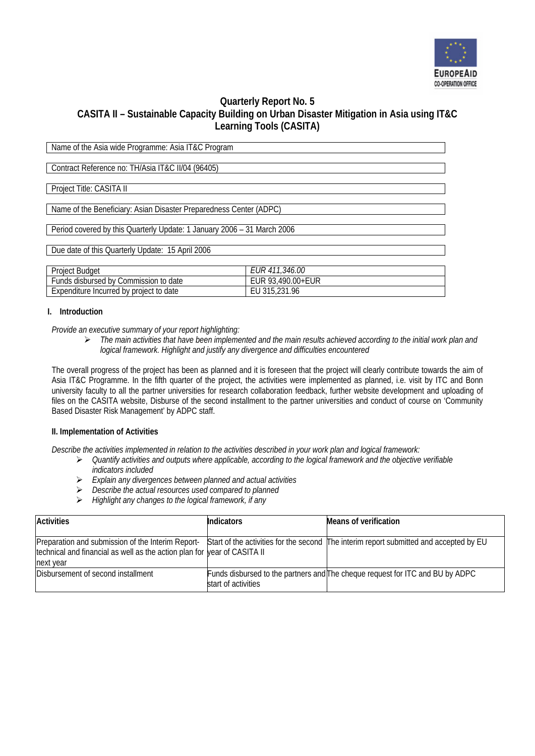# Quarterly Report No. 5

## CASITA II – Sustainable Capacity Building on Urban Disaster Mitigation in Asia using IT&C Learning Tools (CASITA)

| Name of the Asia wide Programme: Asia IT&C Program |
|---|

| Contract Reference no: TH/Asia IT&C II/04 (96405) |
|---|

| Project Title: CASITA II |
|---|

| Name of the Beneficiary: Asian Disaster Preparedness Center (ADPC) |
|---|

| Period covered by this Quarterly Update: 1 January 2006 – 31 March 2006 |
|---|

| Due date of this Quarterly Update: 15 April 2006 |
|---|

| Project Budget | *EUR 411,346.00* |
|---|---|
| Funds disbursed by Commission to date | EUR 93,490.00+EUR |
| Expenditure Incurred by project to date | EU 315,231.96 |

### I. Introduction

*Provide an executive summary of your report highlighting:*

- *The main activities that have been implemented and the main results achieved according to the initial work plan and logical framework. Highlight and justify any divergence and difficulties encountered*

The overall progress of the project has been as planned and it is foreseen that the project will clearly contribute towards the aim of Asia IT&C Programme. In the fifth quarter of the project, the activities were implemented as planned, i.e. visit by ITC and Bonn university faculty to all the partner universities for research collaboration feedback, further website development and uploading of files on the CASITA website, Disburse of the second installment to the partner universities and conduct of course on 'Community Based Disaster Risk Management' by ADPC staff.

### II. Implementation of Activities

*Describe the activities implemented in relation to the activities described in your work plan and logical framework:*

- *Quantify activities and outputs where applicable, according to the logical framework and the objective verifiable indicators included*
- *Explain any divergences between planned and actual activities*
- *Describe the actual resources used compared to planned*
- *Highlight any changes to the logical framework, if any*

| Activities | Indicators | Means of verification |
|---|---|---|
| Preparation and submission of the Interim Report- technical and financial as well as the action plan for next year | Start of the activities for the second year of CASITA II | The interim report submitted and accepted by EU |
| Disbursement of second installment | Funds disbursed to the partners and start of activities | The cheque request for ITC and BU by ADPC |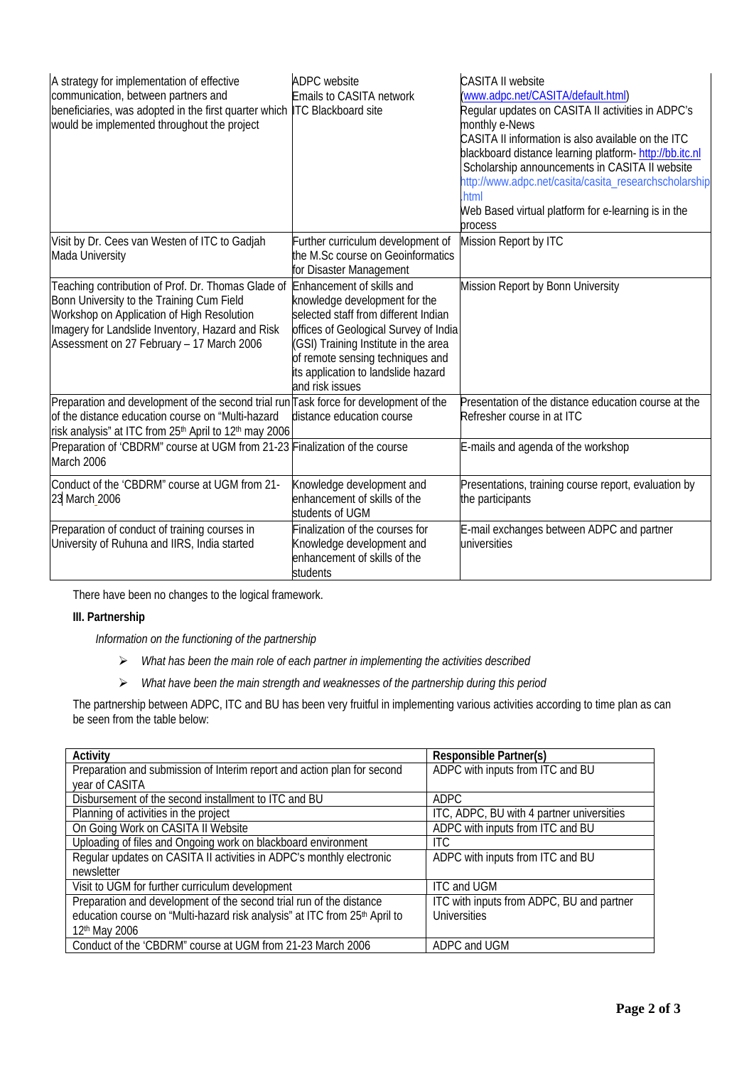| | | |
|---|---|---|
| A strategy for implementation of effective communication, between partners and beneficiaries, was adopted in the first quarter which would be implemented throughout the project | ADPC website<br>Emails to CASITA network<br>ITC Blackboard site | CASITA II website (www.adpc.net/CASITA/default.html)<br>Regular updates on CASITA II activities in ADPC's monthly e-News<br>CASITA II information is also available on the ITC blackboard distance learning platform- http://bb.itc.nl<br>Scholarship announcements in CASITA II website http://www.adpc.net/casita/casita_researchscholarship.html<br>Web Based virtual platform for e-learning is in the process |
| Visit by Dr. Cees van Westen of ITC to Gadjah Mada University | Further curriculum development of the M.Sc course on Geoinformatics for Disaster Management | Mission Report by ITC |
| Teaching contribution of Prof. Dr. Thomas Glade of Bonn University to the Training Cum Field Workshop on Application of High Resolution Imagery for Landslide Inventory, Hazard and Risk Assessment on 27 February – 17 March 2006 | Enhancement of skills and knowledge development for the selected staff from different Indian offices of Geological Survey of India (GSI) Training Institute in the area of remote sensing techniques and its application to landslide hazard and risk issues | Mission Report by Bonn University |
| Preparation and development of the second trial run of the distance education course on "Multi-hazard risk analysis" at ITC from 25th April to 12th may 2006 | Task force for development of the distance education course | Presentation of the distance education course at the Refresher course in at ITC |
| Preparation of 'CBDRM" course at UGM from 21-23 March 2006 | Finalization of the course | E-mails and agenda of the workshop |
| Conduct of the 'CBDRM" course at UGM from 21-23 March 2006 | Knowledge development and enhancement of skills of the students of UGM | Presentations, training course report, evaluation by the participants |
| Preparation of conduct of training courses in University of Ruhuna and IIRS, India started | Finalization of the courses for Knowledge development and enhancement of skills of the students | E-mail exchanges between ADPC and partner universities |

There have been no changes to the logical framework.

**III. Partnership**

*Information on the functioning of the partnership*

- *What has been the main role of each partner in implementing the activities described*
- *What have been the main strength and weaknesses of the partnership during this period*

The partnership between ADPC, ITC and BU has been very fruitful in implementing various activities according to time plan as can be seen from the table below:

| Activity | Responsible Partner(s) |
|---|---|
| Preparation and submission of Interim report and action plan for second year of CASITA | ADPC with inputs from ITC and BU |
| Disbursement of the second installment to ITC and BU | ADPC |
| Planning of activities in the project | ITC, ADPC, BU with 4 partner universities |
| On Going Work on CASITA II Website | ADPC with inputs from ITC and BU |
| Uploading of files and Ongoing work on blackboard environment | ITC |
| Regular updates on CASITA II activities in ADPC's monthly electronic newsletter | ADPC with inputs from ITC and BU |
| Visit to UGM for further curriculum development | ITC and UGM |
| Preparation and development of the second trial run of the distance education course on "Multi-hazard risk analysis" at ITC from 25th April to 12th May 2006 | ITC with inputs from ADPC, BU and partner Universities |
| Conduct of the 'CBDRM" course at UGM from 21-23 March 2006 | ADPC and UGM |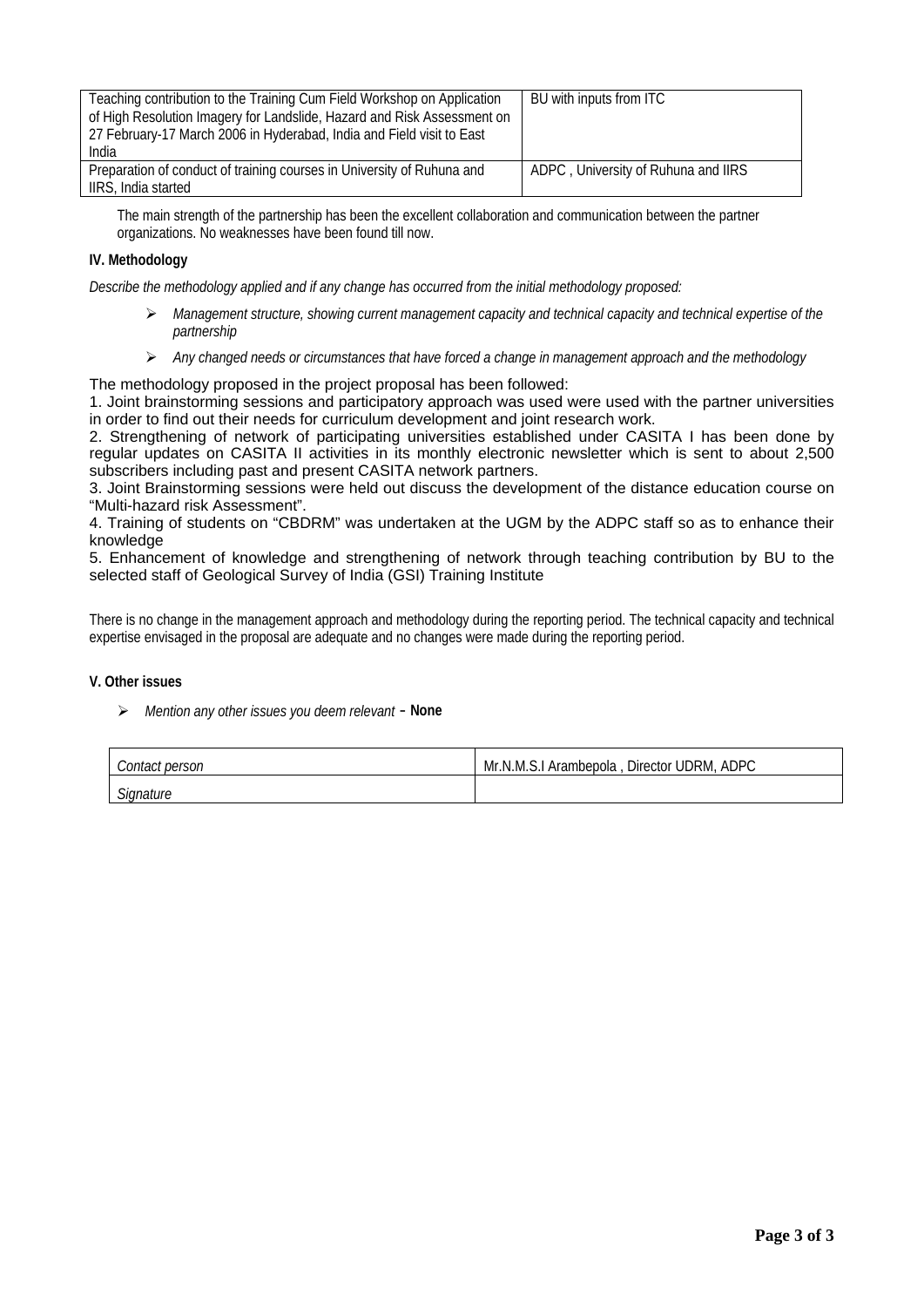| | |
|---|---|
| Teaching contribution to the Training Cum Field Workshop on Application of High Resolution Imagery for Landslide, Hazard and Risk Assessment on 27 February-17 March 2006 in Hyderabad, India and Field visit to East India | BU with inputs from ITC |
| Preparation of conduct of training courses in University of Ruhuna and IIRS, India started | ADPC , University of Ruhuna and IIRS |

The main strength of the partnership has been the excellent collaboration and communication between the partner organizations. No weaknesses have been found till now.

**IV. Methodology**

*Describe the methodology applied and if any change has occurred from the initial methodology proposed:*

- *Management structure, showing current management capacity and technical capacity and technical expertise of the partnership*
- *Any changed needs or circumstances that have forced a change in management approach and the methodology*

The methodology proposed in the project proposal has been followed:

1. Joint brainstorming sessions and participatory approach was used were used with the partner universities in order to find out their needs for curriculum development and joint research work.
2. Strengthening of network of participating universities established under CASITA I has been done by regular updates on CASITA II activities in its monthly electronic newsletter which is sent to about 2,500 subscribers including past and present CASITA network partners.
3. Joint Brainstorming sessions were held out discuss the development of the distance education course on "Multi-hazard risk Assessment".
4. Training of students on "CBDRM" was undertaken at the UGM by the ADPC staff so as to enhance their knowledge
5. Enhancement of knowledge and strengthening of network through teaching contribution by BU to the selected staff of Geological Survey of India (GSI) Training Institute

There is no change in the management approach and methodology during the reporting period. The technical capacity and technical expertise envisaged in the proposal are adequate and no changes were made during the reporting period.

**V. Other issues**

- *Mention any other issues you deem relevant* – **None**

| | |
|---|---|
| *Contact person* | Mr.N.M.S.I Arambepola , Director UDRM, ADPC |
| *Signature* | |